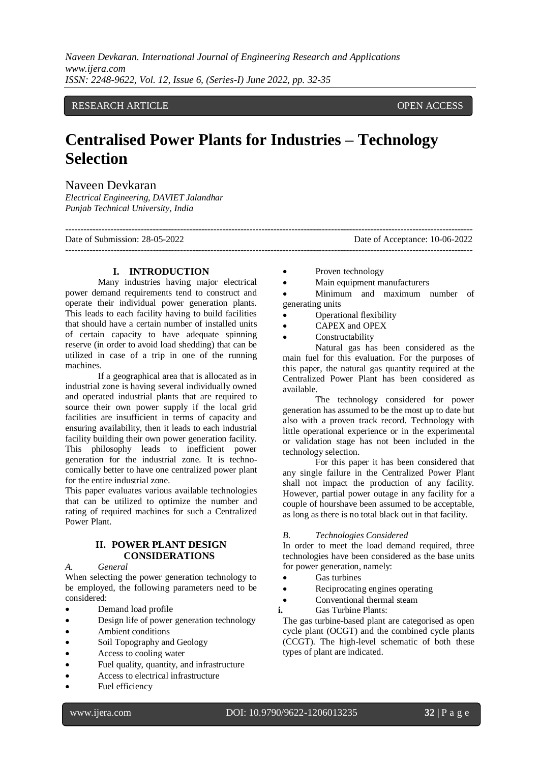RESEARCH ARTICLE OPEN ACCESS

# Centralised Power Plants for Industries – Technology Selection

Naveen Devkaran

*Electrical Engineering, DAVIET Jalandhar*
*Punjab Technical University, India*

---

Date of Submission: 28-05-2022 Date of Acceptance: 10-06-2022

---

## I. INTRODUCTION

Many industries having major electrical power demand requirements tend to construct and operate their individual power generation plants. This leads to each facility having to build facilities that should have a certain number of installed units of certain capacity to have adequate spinning reserve (in order to avoid load shedding) that can be utilized in case of a trip in one of the running machines.

If a geographical area that is allocated as in industrial zone is having several individually owned and operated industrial plants that are required to source their own power supply if the local grid facilities are insufficient in terms of capacity and ensuring availability, then it leads to each industrial facility building their own power generation facility. This philosophy leads to inefficient power generation for the industrial zone. It is techno-comically better to have one centralized power plant for the entire industrial zone.

This paper evaluates various available technologies that can be utilized to optimize the number and rating of required machines for such a Centralized Power Plant.

## II. POWER PLANT DESIGN CONSIDERATIONS

### *A. General*

When selecting the power generation technology to be employed, the following parameters need to be considered:

- Demand load profile
- Design life of power generation technology
- Ambient conditions
- Soil Topography and Geology
- Access to cooling water
- Fuel quality, quantity, and infrastructure
- Access to electrical infrastructure
- Fuel efficiency
- Proven technology
- Main equipment manufacturers
- Minimum and maximum number of generating units
- Operational flexibility
- CAPEX and OPEX
- Constructability

Natural gas has been considered as the main fuel for this evaluation. For the purposes of this paper, the natural gas quantity required at the Centralized Power Plant has been considered as available.

The technology considered for power generation has assumed to be the most up to date but also with a proven track record. Technology with little operational experience or in the experimental or validation stage has not been included in the technology selection.

For this paper it has been considered that any single failure in the Centralized Power Plant shall not impact the production of any facility. However, partial power outage in any facility for a couple of hourshave been assumed to be acceptable, as long as there is no total black out in that facility.

### *B. Technologies Considered*

In order to meet the load demand required, three technologies have been considered as the base units for power generation, namely:

- Gas turbines
- Reciprocating engines operating
- Conventional thermal steam

**i.** Gas Turbine Plants:

The gas turbine-based plant are categorised as open cycle plant (OCGT) and the combined cycle plants (CCGT). The high-level schematic of both these types of plant are indicated.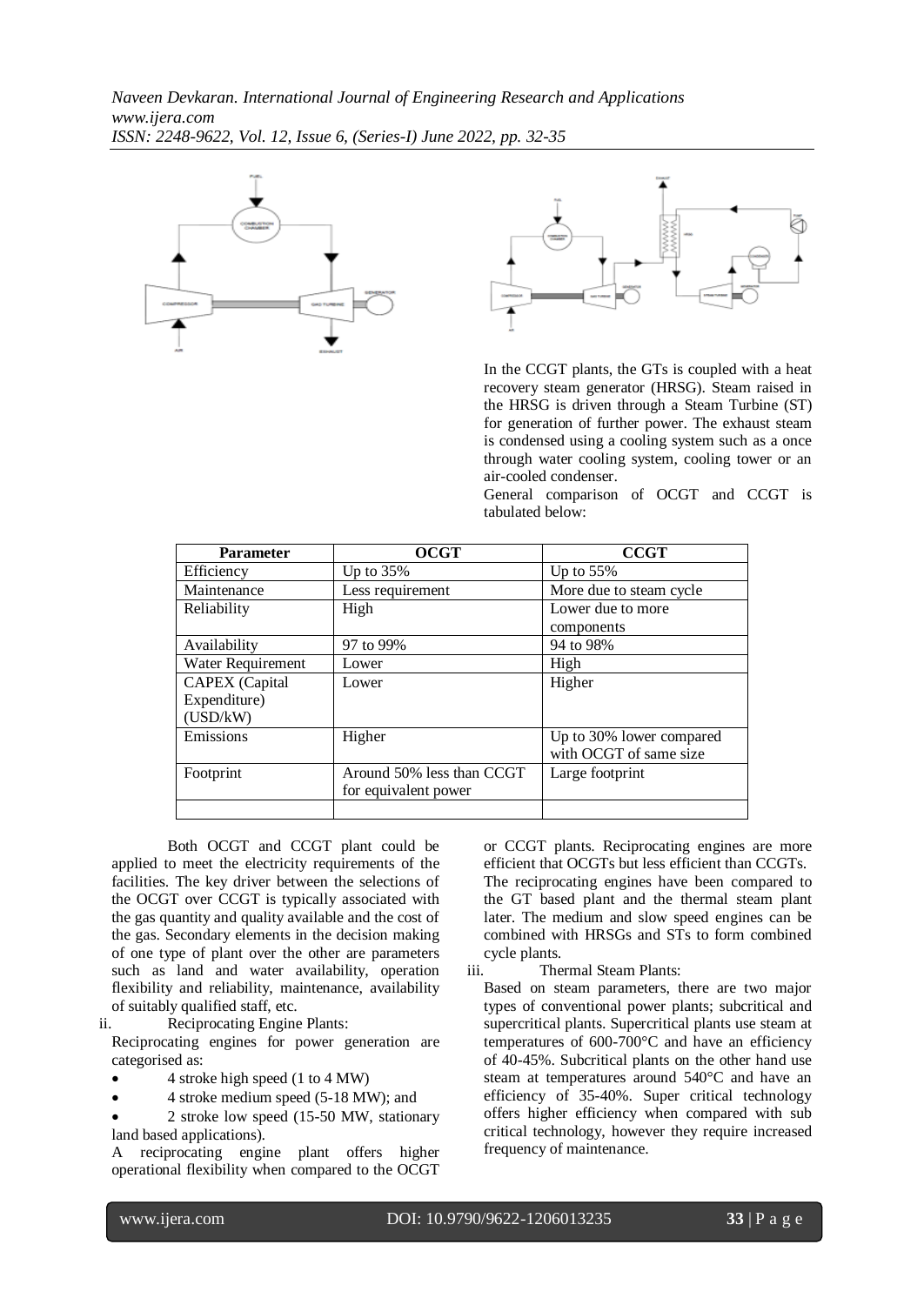In the CCGT plants, the GTs is coupled with a heat recovery steam generator (HRSG). Steam raised in the HRSG is driven through a Steam Turbine (ST) for generation of further power. The exhaust steam is condensed using a cooling system such as a once through water cooling system, cooling tower or an air-cooled condenser.

General comparison of OCGT and CCGT is tabulated below:

| Parameter | OCGT | CCGT |
| --- | --- | --- |
| Efficiency | Up to 35% | Up to 55% |
| Maintenance | Less requirement | More due to steam cycle |
| Reliability | High | Lower due to more components |
| Availability | 97 to 99% | 94 to 98% |
| Water Requirement | Lower | High |
| CAPEX (Capital Expenditure) (USD/kW) | Lower | Higher |
| Emissions | Higher | Up to 30% lower compared with OCGT of same size |
| Footprint | Around 50% less than CCGT for equivalent power | Large footprint |
| | | |

Both OCGT and CCGT plant could be applied to meet the electricity requirements of the facilities. The key driver between the selections of the OCGT over CCGT is typically associated with the gas quantity and quality available and the cost of the gas. Secondary elements in the decision making of one type of plant over the other are parameters such as land and water availability, operation flexibility and reliability, maintenance, availability of suitably qualified staff, etc.

ii. Reciprocating Engine Plants:

Reciprocating engines for power generation are categorised as:

- 4 stroke high speed (1 to 4 MW)
- 4 stroke medium speed (5-18 MW); and
- 2 stroke low speed (15-50 MW, stationary land based applications).

A reciprocating engine plant offers higher operational flexibility when compared to the OCGT or CCGT plants. Reciprocating engines are more efficient that OCGTs but less efficient than CCGTs. The reciprocating engines have been compared to the GT based plant and the thermal steam plant later. The medium and slow speed engines can be combined with HRSGs and STs to form combined cycle plants.

iii. Thermal Steam Plants:

Based on steam parameters, there are two major types of conventional power plants; subcritical and supercritical plants. Supercritical plants use steam at temperatures of 600-700°C and have an efficiency of 40-45%. Subcritical plants on the other hand use steam at temperatures around 540°C and have an efficiency of 35-40%. Super critical technology offers higher efficiency when compared with sub critical technology, however they require increased frequency of maintenance.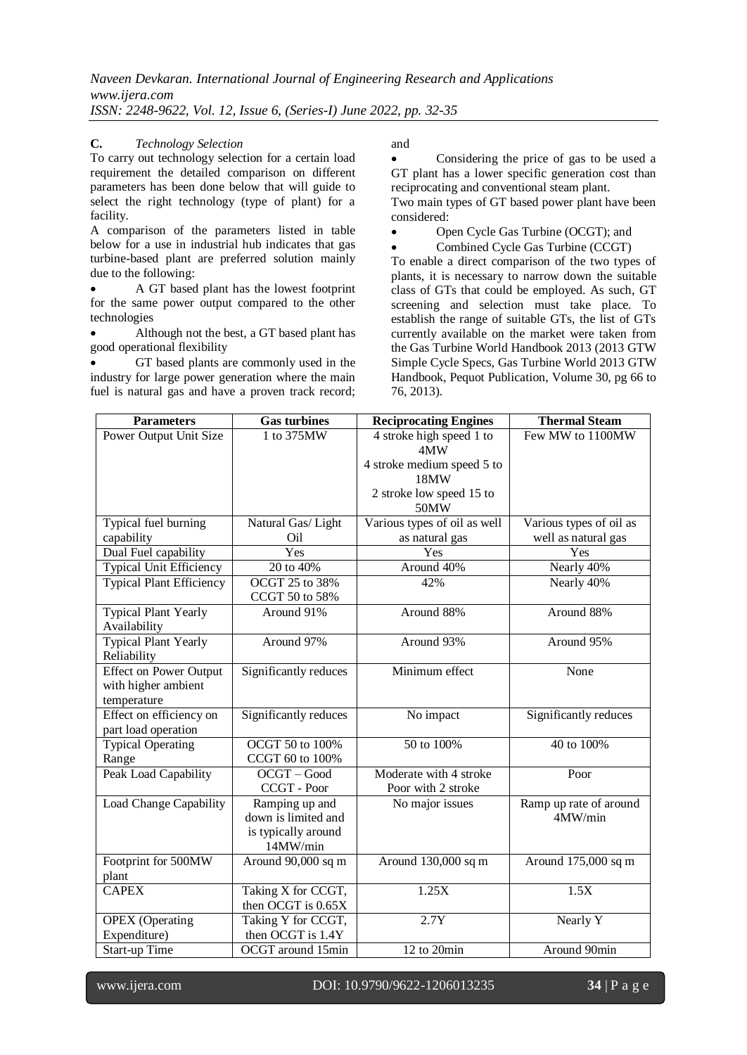**C.** *Technology Selection*

To carry out technology selection for a certain load requirement the detailed comparison on different parameters has been done below that will guide to select the right technology (type of plant) for a facility.

A comparison of the parameters listed in table below for a use in industrial hub indicates that gas turbine-based plant are preferred solution mainly due to the following:

- A GT based plant has the lowest footprint for the same power output compared to the other technologies
- Although not the best, a GT based plant has good operational flexibility
- GT based plants are commonly used in the industry for large power generation where the main fuel is natural gas and have a proven track record; and
- Considering the price of gas to be used a GT plant has a lower specific generation cost than reciprocating and conventional steam plant.

Two main types of GT based power plant have been considered:

- Open Cycle Gas Turbine (OCGT); and
- Combined Cycle Gas Turbine (CCGT)

To enable a direct comparison of the two types of plants, it is necessary to narrow down the suitable class of GTs that could be employed. As such, GT screening and selection must take place. To establish the range of suitable GTs, the list of GTs currently available on the market were taken from the Gas Turbine World Handbook 2013 (2013 GTW Simple Cycle Specs, Gas Turbine World 2013 GTW Handbook, Pequot Publication, Volume 30, pg 66 to 76, 2013).

| Parameters | Gas turbines | Reciprocating Engines | Thermal Steam |
|---|---|---|---|
| Power Output Unit Size | 1 to 375MW | 4 stroke high speed 1 to 4MW<br>4 stroke medium speed 5 to 18MW<br>2 stroke low speed 15 to 50MW | Few MW to 1100MW |
| Typical fuel burning capability | Natural Gas/ Light Oil | Various types of oil as well as natural gas | Various types of oil as well as natural gas |
| Dual Fuel capability | Yes | Yes | Yes |
| Typical Unit Efficiency | 20 to 40% | Around 40% | Nearly 40% |
| Typical Plant Efficiency | OCGT 25 to 38%<br>CCGT 50 to 58% | 42% | Nearly 40% |
| Typical Plant Yearly Availability | Around 91% | Around 88% | Around 88% |
| Typical Plant Yearly Reliability | Around 97% | Around 93% | Around 95% |
| Effect on Power Output with higher ambient temperature | Significantly reduces | Minimum effect | None |
| Effect on efficiency on part load operation | Significantly reduces | No impact | Significantly reduces |
| Typical Operating Range | OCGT 50 to 100%<br>CCGT 60 to 100% | 50 to 100% | 40 to 100% |
| Peak Load Capability | OCGT – Good<br>CCGT - Poor | Moderate with 4 stroke<br>Poor with 2 stroke | Poor |
| Load Change Capability | Ramping up and down is limited and is typically around 14MW/min | No major issues | Ramp up rate of around 4MW/min |
| Footprint for 500MW plant | Around 90,000 sq m | Around 130,000 sq m | Around 175,000 sq m |
| CAPEX | Taking X for CCGT, then OCGT is 0.65X | 1.25X | 1.5X |
| OPEX (Operating Expenditure) | Taking Y for CCGT, then OCGT is 1.4Y | 2.7Y | Nearly Y |
| Start-up Time | OCGT around 15min | 12 to 20min | Around 90min |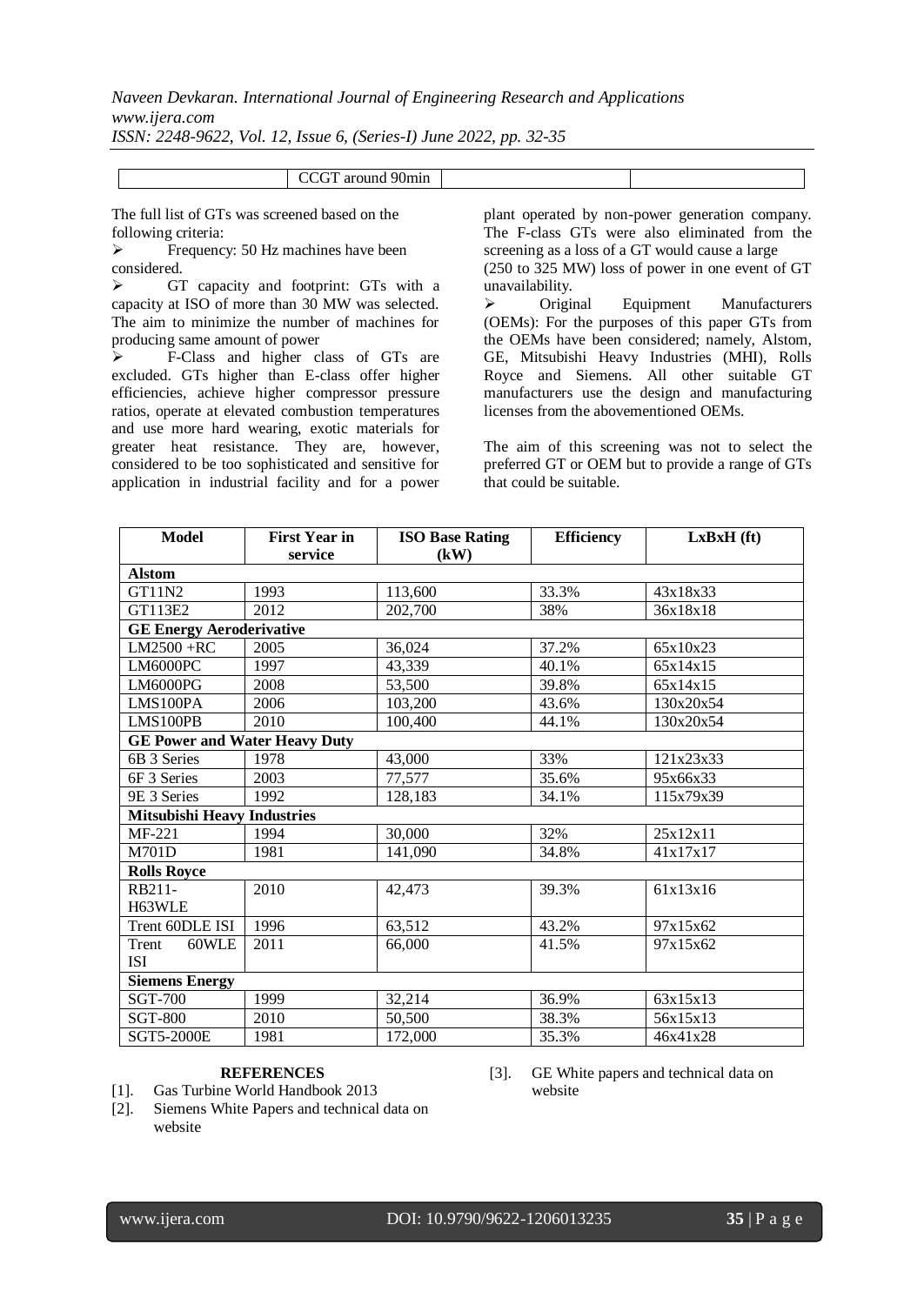| | CCGT around 90min | | |
|---|---|---|---|

The full list of GTs was screened based on the following criteria:

- Frequency: 50 Hz machines have been considered.
- GT capacity and footprint: GTs with a capacity at ISO of more than 30 MW was selected. The aim to minimize the number of machines for producing same amount of power
- F-Class and higher class of GTs are excluded. GTs higher than E-class offer higher efficiencies, achieve higher compressor pressure ratios, operate at elevated combustion temperatures and use more hard wearing, exotic materials for greater heat resistance. They are, however, considered to be too sophisticated and sensitive for application in industrial facility and for a power plant operated by non-power generation company. The F-class GTs were also eliminated from the screening as a loss of a GT would cause a large (250 to 325 MW) loss of power in one event of GT unavailability.
- Original Equipment Manufacturers (OEMs): For the purposes of this paper GTs from the OEMs have been considered; namely, Alstom, GE, Mitsubishi Heavy Industries (MHI), Rolls Royce and Siemens. All other suitable GT manufacturers use the design and manufacturing licenses from the abovementioned OEMs.

The aim of this screening was not to select the preferred GT or OEM but to provide a range of GTs that could be suitable.

| Model | First Year in service | ISO Base Rating (kW) | Efficiency | LxBxH (ft) |
|---|---|---|---|---|
| **Alstom** | | | | |
| GT11N2 | 1993 | 113,600 | 33.3% | 43x18x33 |
| GT113E2 | 2012 | 202,700 | 38% | 36x18x18 |
| **GE Energy Aeroderivative** | | | | |
| LM2500 +RC | 2005 | 36,024 | 37.2% | 65x10x23 |
| LM6000PC | 1997 | 43,339 | 40.1% | 65x14x15 |
| LM6000PG | 2008 | 53,500 | 39.8% | 65x14x15 |
| LMS100PA | 2006 | 103,200 | 43.6% | 130x20x54 |
| LMS100PB | 2010 | 100,400 | 44.1% | 130x20x54 |
| **GE Power and Water Heavy Duty** | | | | |
| 6B 3 Series | 1978 | 43,000 | 33% | 121x23x33 |
| 6F 3 Series | 2003 | 77,577 | 35.6% | 95x66x33 |
| 9E 3 Series | 1992 | 128,183 | 34.1% | 115x79x39 |
| **Mitsubishi Heavy Industries** | | | | |
| MF-221 | 1994 | 30,000 | 32% | 25x12x11 |
| M701D | 1981 | 141,090 | 34.8% | 41x17x17 |
| **Rolls Royce** | | | | |
| RB211-H63WLE | 2010 | 42,473 | 39.3% | 61x13x16 |
| Trent 60DLE ISI | 1996 | 63,512 | 43.2% | 97x15x62 |
| Trent 60WLE ISI | 2011 | 66,000 | 41.5% | 97x15x62 |
| **Siemens Energy** | | | | |
| SGT-700 | 1999 | 32,214 | 36.9% | 63x15x13 |
| SGT-800 | 2010 | 50,500 | 38.3% | 56x15x13 |
| SGT5-2000E | 1981 | 172,000 | 35.3% | 46x41x28 |

## REFERENCES

[1]. Gas Turbine World Handbook 2013

[2]. Siemens White Papers and technical data on website

[3]. GE White papers and technical data on website